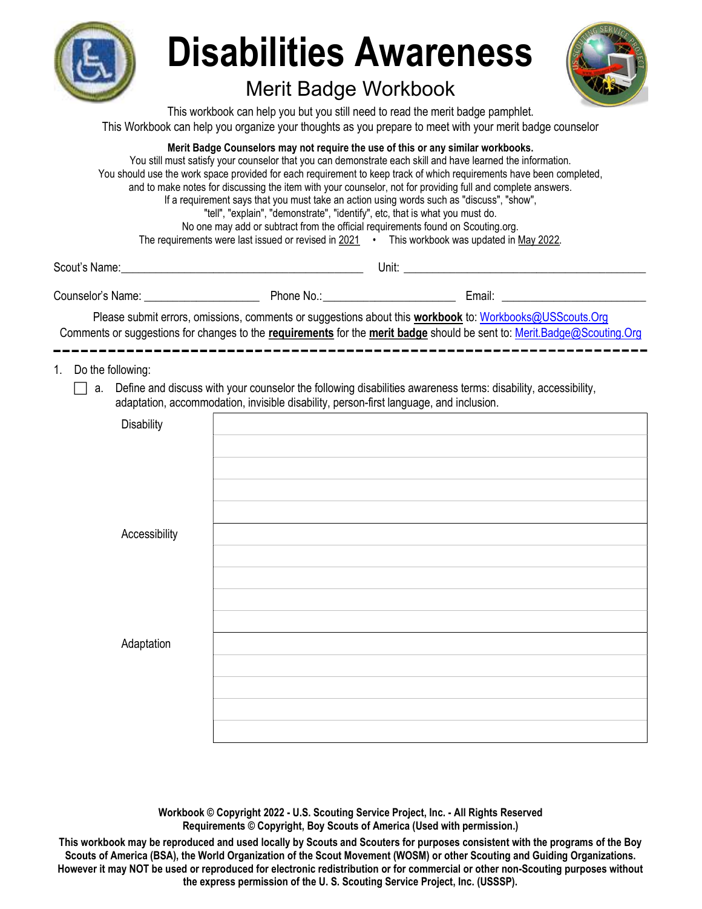# Disabilities Awareness

## Merit Badge Workbook

This workbook can help you but you still need to read the merit badge pamphlet.
This Workbook can help you organize your thoughts as you prepare to meet with your merit badge counselor

**Merit Badge Counselors may not require the use of this or any similar workbooks.**
You still must satisfy your counselor that you can demonstrate each skill and have learned the information.
You should use the work space provided for each requirement to keep track of which requirements have been completed, and to make notes for discussing the item with your counselor, not for providing full and complete answers.
If a requirement says that you must take an action using words such as "discuss", "show", "tell", "explain", "demonstrate", "identify", etc, that is what you must do.
No one may add or subtract from the official requirements found on Scouting.org.
The requirements were last issued or revised in 2021 • This workbook was updated in May 2022.

Scout's Name: ______________________________ Unit: ______________________________

Counselor's Name: ________________ Phone No.: ________________ Email: ________________

Please submit errors, omissions, comments or suggestions about this **workbook** to: Workbooks@USScouts.Org
Comments or suggestions for changes to the **requirements** for the **merit badge** should be sent to: Merit.Badge@Scouting.Org

---

1. Do the following:
   - [ ] a. Define and discuss with your counselor the following disabilities awareness terms: disability, accessibility, adaptation, accommodation, invisible disability, person-first language, and inclusion.

| | |
|---|---|
| Disability | |
| Accessibility | |
| Adaptation | |

**Workbook © Copyright 2022 - U.S. Scouting Service Project, Inc. - All Rights Reserved**
**Requirements © Copyright, Boy Scouts of America (Used with permission.)**

**This workbook may be reproduced and used locally by Scouts and Scouters for purposes consistent with the programs of the Boy Scouts of America (BSA), the World Organization of the Scout Movement (WOSM) or other Scouting and Guiding Organizations. However it may NOT be used or reproduced for electronic redistribution or for commercial or other non-Scouting purposes without the express permission of the U. S. Scouting Service Project, Inc. (USSSP).**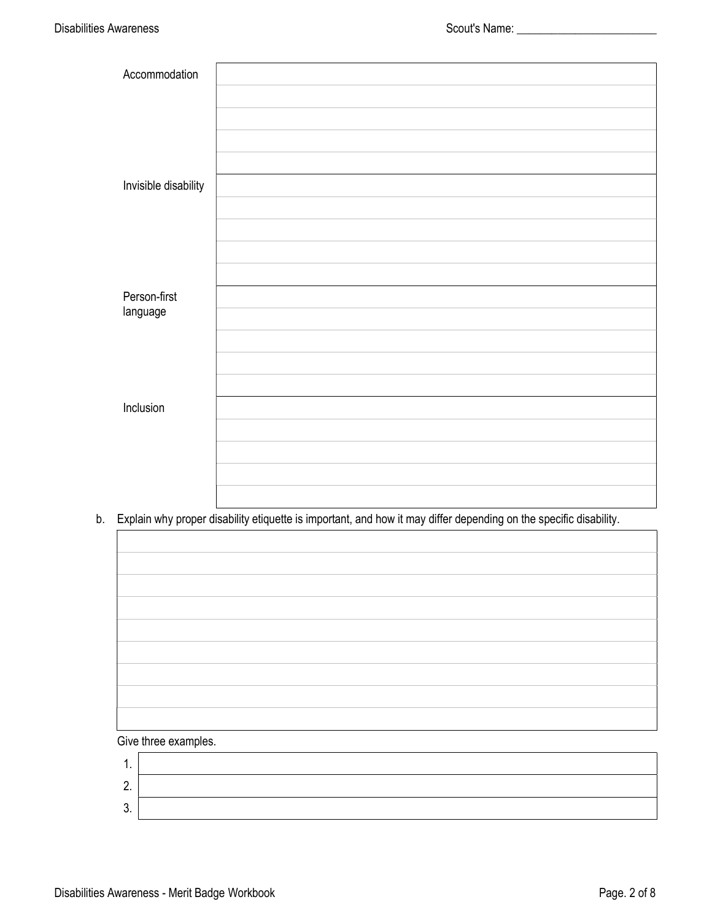| Accommodation | |
|---|---|
| Invisible disability | |
| Person-first language | |
| Inclusion | |

b. Explain why proper disability etiquette is important, and how it may differ depending on the specific disability.

Give three examples.

1.
2.
3.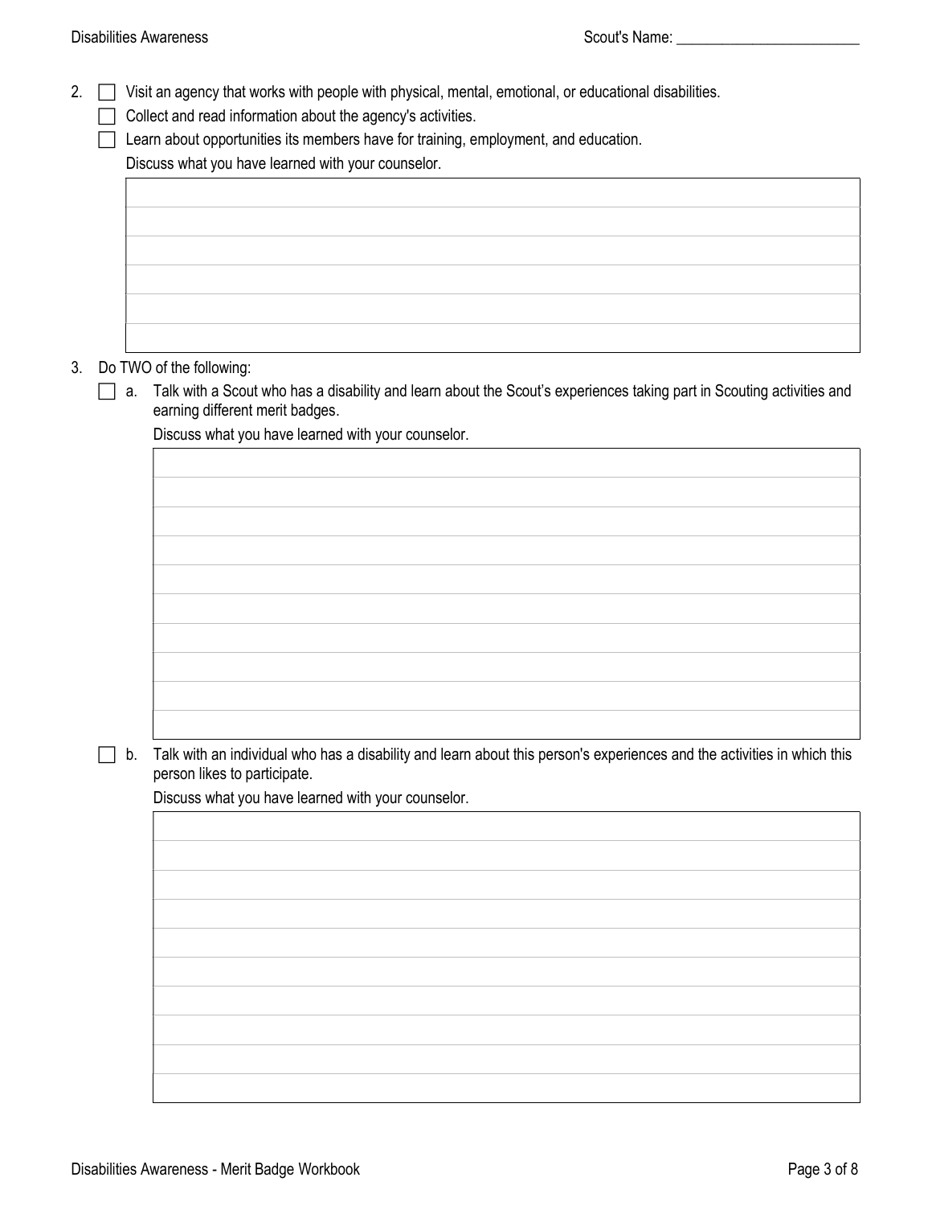Scout's Name: ________________________

2. ☐ Visit an agency that works with people with physical, mental, emotional, or educational disabilities.
   ☐ Collect and read information about the agency's activities.
   ☐ Learn about opportunities its members have for training, employment, and education.
   Discuss what you have learned with your counselor.

3. Do TWO of the following:
   ☐ a. Talk with a Scout who has a disability and learn about the Scout's experiences taking part in Scouting activities and earning different merit badges.
   Discuss what you have learned with your counselor.

   ☐ b. Talk with an individual who has a disability and learn about this person's experiences and the activities in which this person likes to participate.
   Discuss what you have learned with your counselor.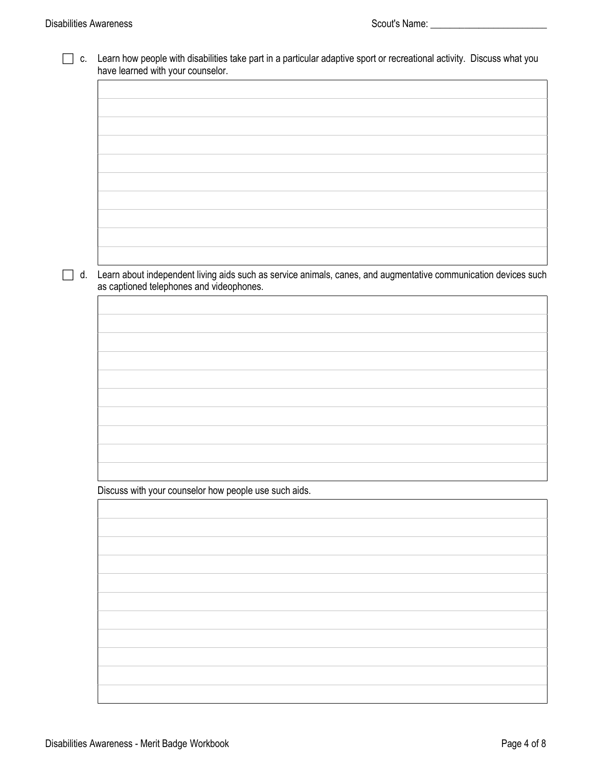- [ ] c. Learn how people with disabilities take part in a particular adaptive sport or recreational activity. Discuss what you have learned with your counselor.

- [ ] d. Learn about independent living aids such as service animals, canes, and augmentative communication devices such as captioned telephones and videophones.

  Discuss with your counselor how people use such aids.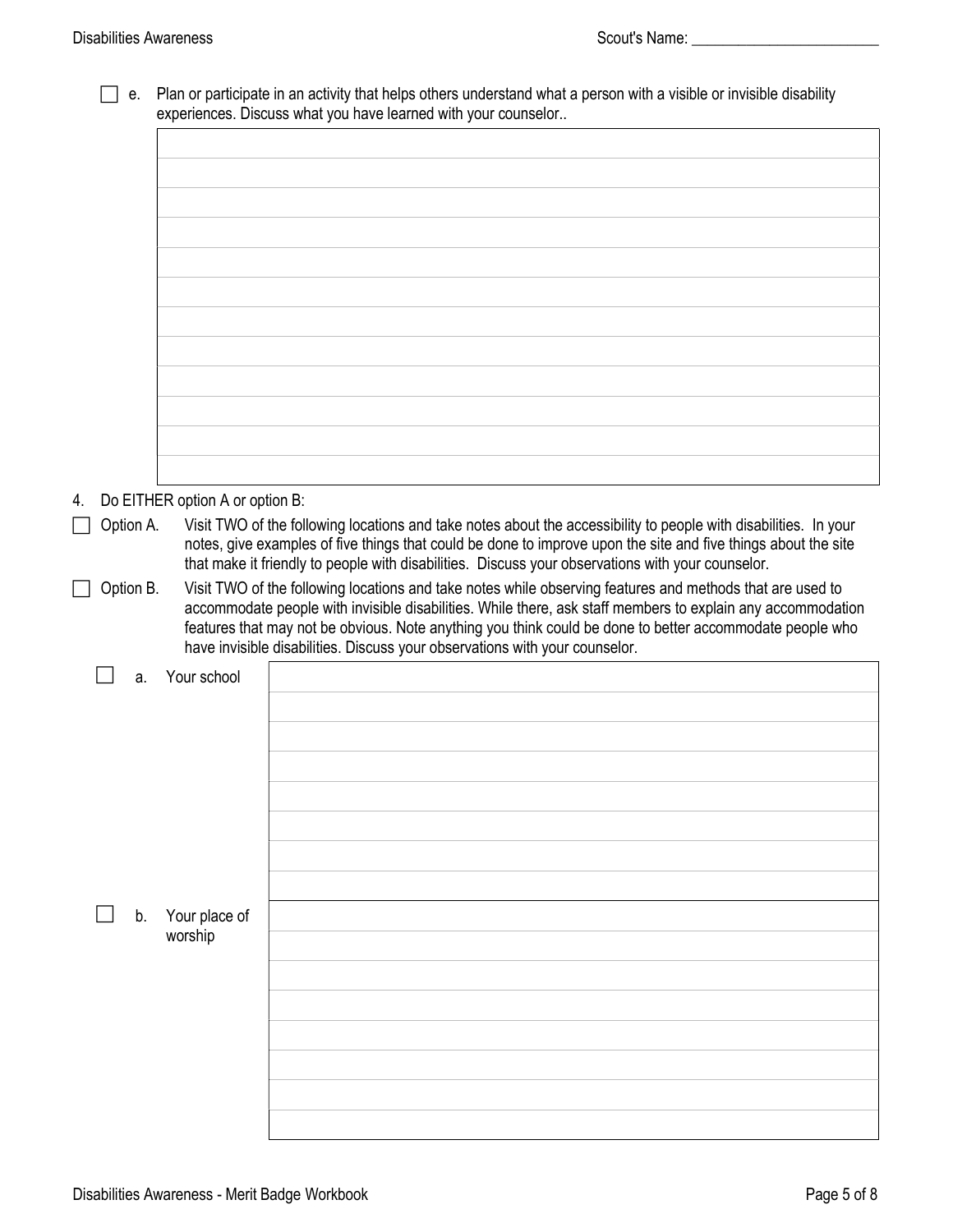- [ ] e. Plan or participate in an activity that helps others understand what a person with a visible or invisible disability experiences. Discuss what you have learned with your counselor..

4. Do EITHER option A or option B:

- [ ] Option A. Visit TWO of the following locations and take notes about the accessibility to people with disabilities. In your notes, give examples of five things that could be done to improve upon the site and five things about the site that make it friendly to people with disabilities. Discuss your observations with your counselor.
- [ ] Option B. Visit TWO of the following locations and take notes while observing features and methods that are used to accommodate people with invisible disabilities. While there, ask staff members to explain any accommodation features that may not be obvious. Note anything you think could be done to better accommodate people who have invisible disabilities. Discuss your observations with your counselor.

   - [ ] a. Your school
   - [ ] b. Your place of worship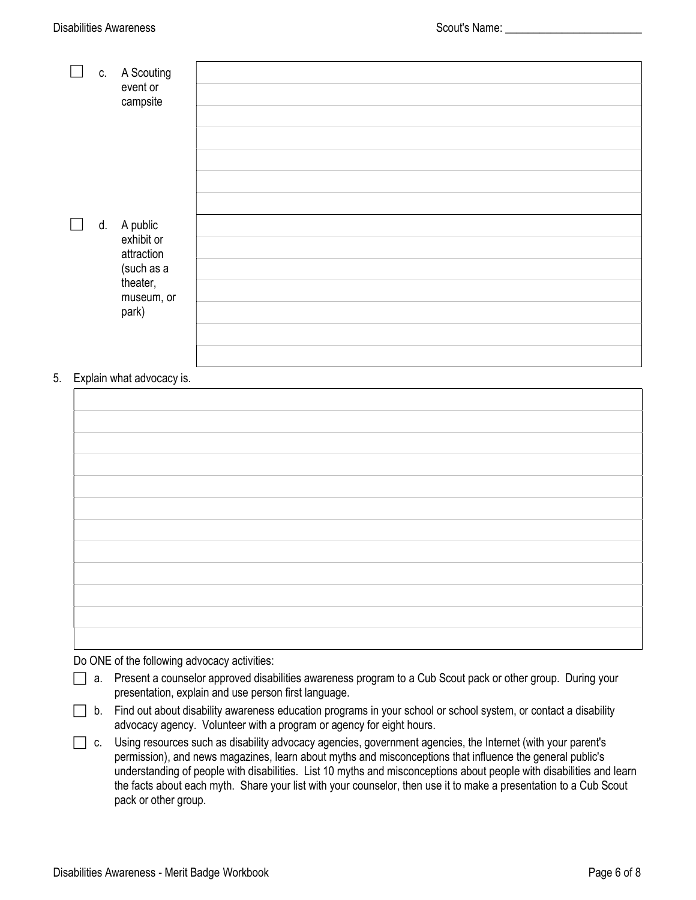- [ ] c. A Scouting event or campsite

- [ ] d. A public exhibit or attraction (such as a theater, museum, or park)

5. Explain what advocacy is.

Do ONE of the following advocacy activities:

- [ ] a. Present a counselor approved disabilities awareness program to a Cub Scout pack or other group. During your presentation, explain and use person first language.
- [ ] b. Find out about disability awareness education programs in your school or school system, or contact a disability advocacy agency. Volunteer with a program or agency for eight hours.
- [ ] c. Using resources such as disability advocacy agencies, government agencies, the Internet (with your parent's permission), and news magazines, learn about myths and misconceptions that influence the general public's understanding of people with disabilities. List 10 myths and misconceptions about people with disabilities and learn the facts about each myth. Share your list with your counselor, then use it to make a presentation to a Cub Scout pack or other group.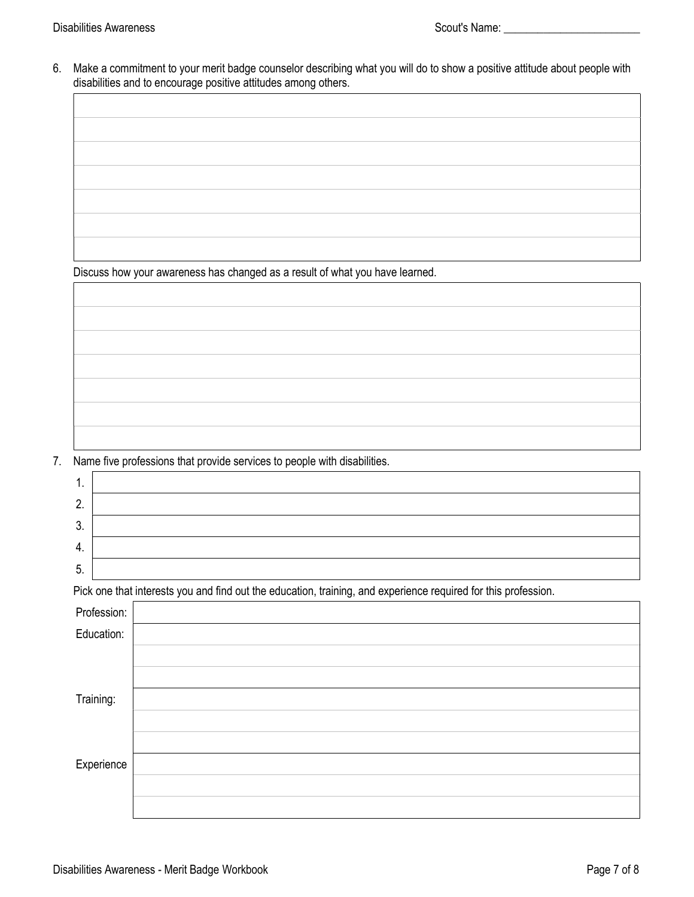6. Make a commitment to your merit badge counselor describing what you will do to show a positive attitude about people with disabilities and to encourage positive attitudes among others.

Discuss how your awareness has changed as a result of what you have learned.

7. Name five professions that provide services to people with disabilities.

| | |
|---|---|
| 1. | |
| 2. | |
| 3. | |
| 4. | |
| 5. | |

Pick one that interests you and find out the education, training, and experience required for this profession.

| | |
|---|---|
| Profession: | |
| Education: | |
| Training: | |
| Experience | |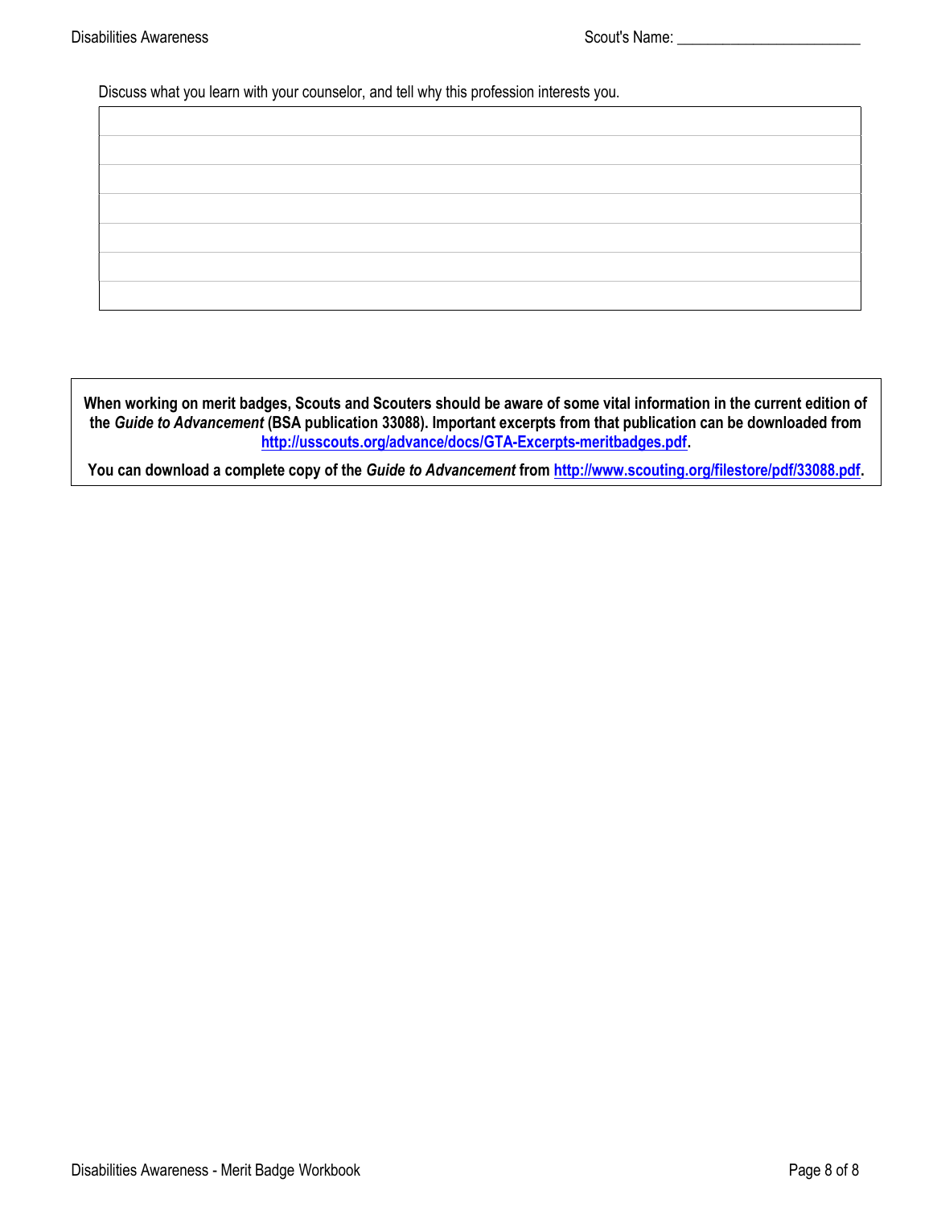Discuss what you learn with your counselor, and tell why this profession interests you.

| |
|---|
| |
| |
| |
| |
| |
| |
| |

**When working on merit badges, Scouts and Scouters should be aware of some vital information in the current edition of the *Guide to Advancement* (BSA publication 33088). Important excerpts from that publication can be downloaded from [http://usscouts.org/advance/docs/GTA-Excerpts-meritbadges.pdf](http://usscouts.org/advance/docs/GTA-Excerpts-meritbadges.pdf).**

**You can download a complete copy of the *Guide to Advancement* from [http://www.scouting.org/filestore/pdf/33088.pdf](http://www.scouting.org/filestore/pdf/33088.pdf).**